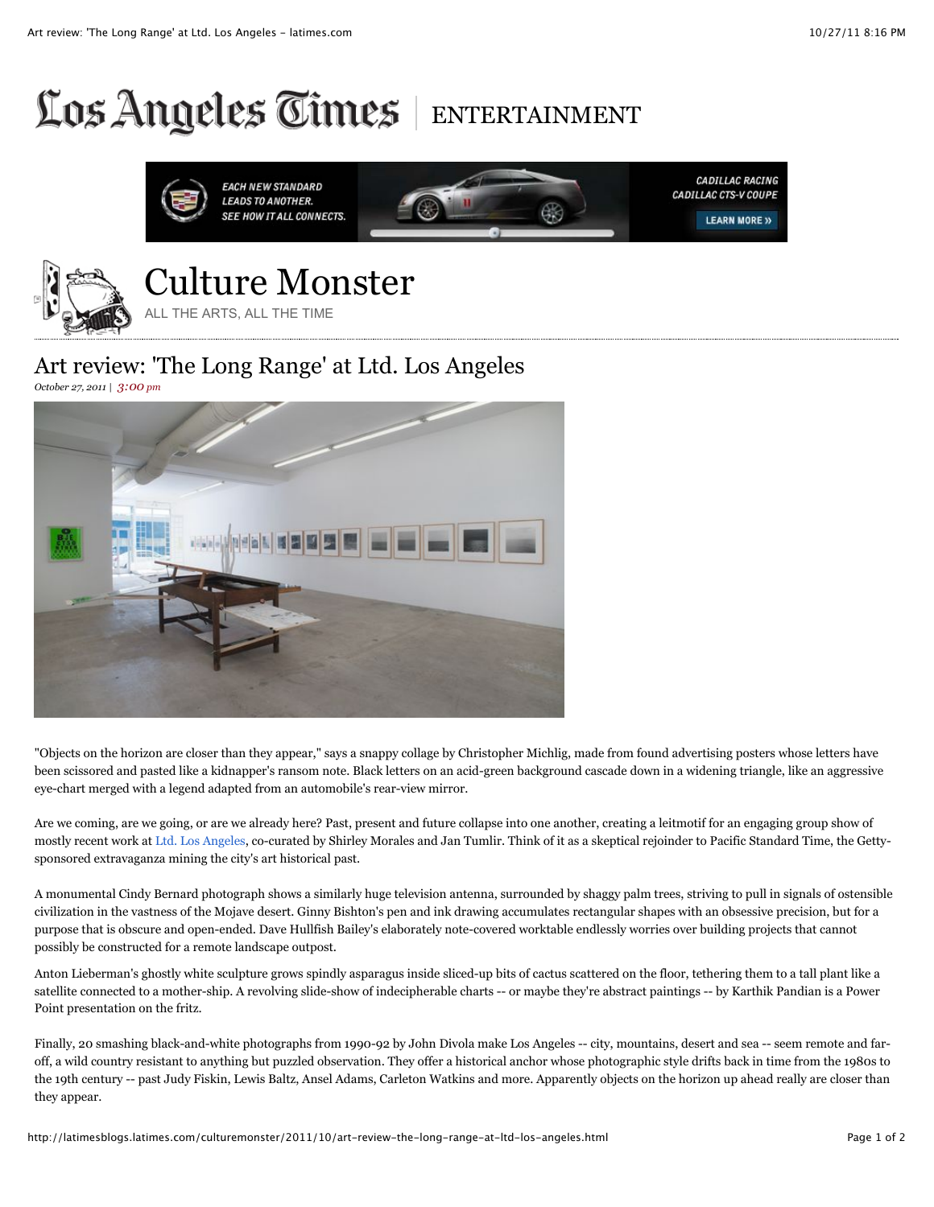# Los Angeles Times | ENTERTAINMENT

## Culture Monster

ALL THE ARTS, ALL THE TIME

## Art review: 'The Long Range' at Ltd. Los Angeles

*October 27, 2011 | 3:00 pm*

"Objects on the horizon are closer than they appear," says a snappy collage by Christopher Michlig, made from found advertising posters whose letters have been scissored and pasted like a kidnapper's ransom note. Black letters on an acid-green background cascade down in a widening triangle, like an aggressive eye-chart merged with a legend adapted from an automobile's rear-view mirror.

Are we coming, are we going, or are we already here? Past, present and future collapse into one another, creating a leitmotif for an engaging group show of mostly recent work at Ltd. Los Angeles, co-curated by Shirley Morales and Jan Tumlir. Think of it as a skeptical rejoinder to Pacific Standard Time, the Getty-sponsored extravaganza mining the city's art historical past.

A monumental Cindy Bernard photograph shows a similarly huge television antenna, surrounded by shaggy palm trees, striving to pull in signals of ostensible civilization in the vastness of the Mojave desert. Ginny Bishton's pen and ink drawing accumulates rectangular shapes with an obsessive precision, but for a purpose that is obscure and open-ended. Dave Hullfish Bailey's elaborately note-covered worktable endlessly worries over building projects that cannot possibly be constructed for a remote landscape outpost.

Anton Lieberman's ghostly white sculpture grows spindly asparagus inside sliced-up bits of cactus scattered on the floor, tethering them to a tall plant like a satellite connected to a mother-ship. A revolving slide-show of indecipherable charts -- or maybe they're abstract paintings -- by Karthik Pandian is a Power Point presentation on the fritz.

Finally, 20 smashing black-and-white photographs from 1990-92 by John Divola make Los Angeles -- city, mountains, desert and sea -- seem remote and far-off, a wild country resistant to anything but puzzled observation. They offer a historical anchor whose photographic style drifts back in time from the 1980s to the 19th century -- past Judy Fiskin, Lewis Baltz, Ansel Adams, Carleton Watkins and more. Apparently objects on the horizon up ahead really are closer than they appear.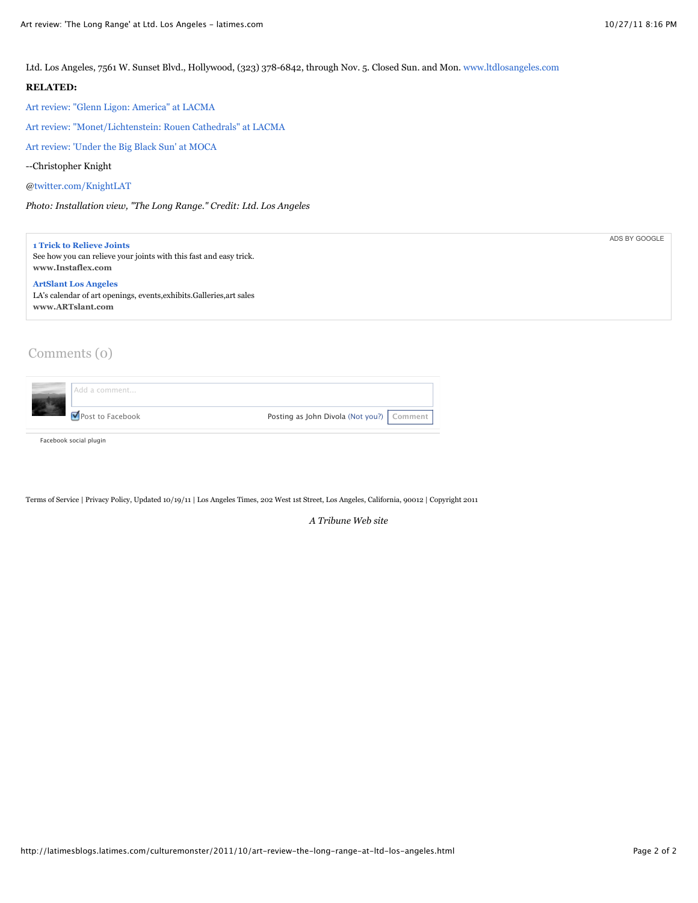Ltd. Los Angeles, 7561 W. Sunset Blvd., Hollywood, (323) 378-6842, through Nov. 5. Closed Sun. and Mon. www.ltdlosangeles.com

**RELATED:**

Art review: "Glenn Ligon: America" at LACMA

Art review: "Monet/Lichtenstein: Rouen Cathedrals" at LACMA

Art review: 'Under the Big Black Sun' at MOCA

--Christopher Knight

@twitter.com/KnightLAT

*Photo: Installation view, "The Long Range." Credit: Ltd. Los Angeles*

ADS BY GOOGLE

**1 Trick to Relieve Joints**
See how you can relieve your joints with this fast and easy trick.
**www.Instaflex.com**

**ArtSlant Los Angeles**
LA's calendar of art openings, events,exhibits.Galleries,art sales
**www.ARTslant.com**

Comments (0)

Add a comment...

Post to Facebook

Posting as John Divola (Not you?) Comment

Facebook social plugin

Terms of Service | Privacy Policy, Updated 10/19/11 | Los Angeles Times, 202 West 1st Street, Los Angeles, California, 90012 | Copyright 2011

*A Tribune Web site*